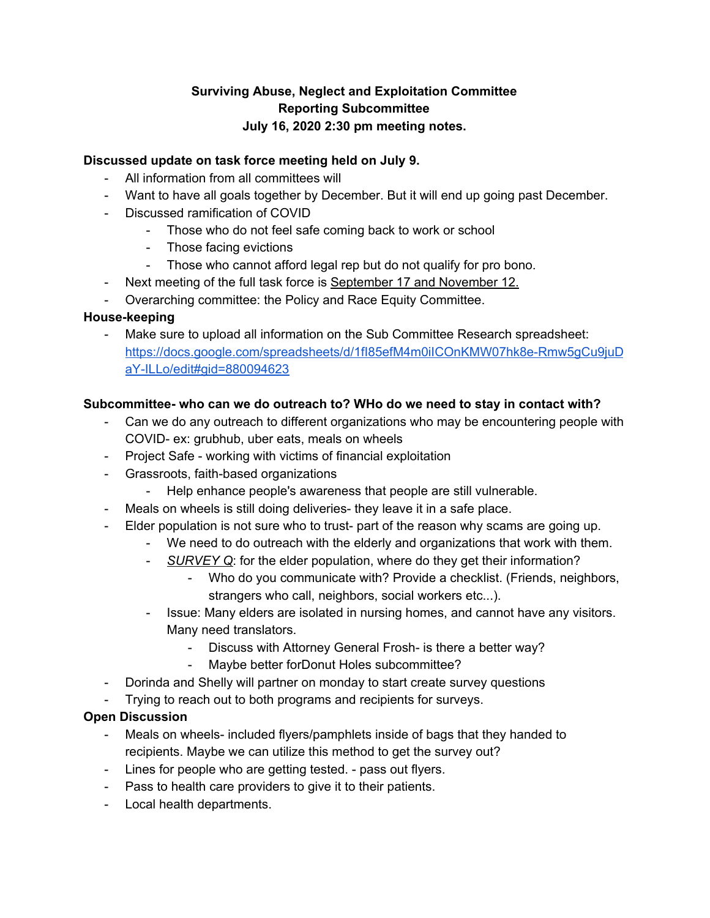**Surviving Abuse, Neglect and Exploitation Committee**
**Reporting Subcommittee**
**July 16, 2020 2:30 pm meeting notes.**

**Discussed update on task force meeting held on July 9.**

- All information from all committees will
- Want to have all goals together by December. But it will end up going past December.
- Discussed ramification of COVID
    - Those who do not feel safe coming back to work or school
    - Those facing evictions
    - Those who cannot afford legal rep but do not qualify for pro bono.
- Next meeting of the full task force is <u>September 17 and November 12.</u>
- Overarching committee: the Policy and Race Equity Committee.

**House-keeping**

- Make sure to upload all information on the Sub Committee Research spreadsheet: [https://docs.google.com/spreadsheets/d/1fI85efM4m0iICOnKMW07hk8e-Rmw5gCu9juDaY-ILLo/edit#gid=880094623](https://docs.google.com/spreadsheets/d/1fI85efM4m0iICOnKMW07hk8e-Rmw5gCu9juDaY-ILLo/edit#gid=880094623)

**Subcommittee- who can we do outreach to? WHo do we need to stay in contact with?**

- Can we do any outreach to different organizations who may be encountering people with COVID- ex: grubhub, uber eats, meals on wheels
- Project Safe - working with victims of financial exploitation
- Grassroots, faith-based organizations
    - Help enhance people's awareness that people are still vulnerable.
- Meals on wheels is still doing deliveries- they leave it in a safe place.
- Elder population is not sure who to trust- part of the reason why scams are going up.
    - We need to do outreach with the elderly and organizations that work with them.
    - <u>*SURVEY Q*</u>: for the elder population, where do they get their information?
        - Who do you communicate with? Provide a checklist. (Friends, neighbors, strangers who call, neighbors, social workers etc...).
    - Issue: Many elders are isolated in nursing homes, and cannot have any visitors. Many need translators.
        - Discuss with Attorney General Frosh- is there a better way?
        - Maybe better forDonut Holes subcommittee?
- Dorinda and Shelly will partner on monday to start create survey questions
- Trying to reach out to both programs and recipients for surveys.

**Open Discussion**

- Meals on wheels- included flyers/pamphlets inside of bags that they handed to recipients. Maybe we can utilize this method to get the survey out?
- Lines for people who are getting tested. - pass out flyers.
- Pass to health care providers to give it to their patients.
- Local health departments.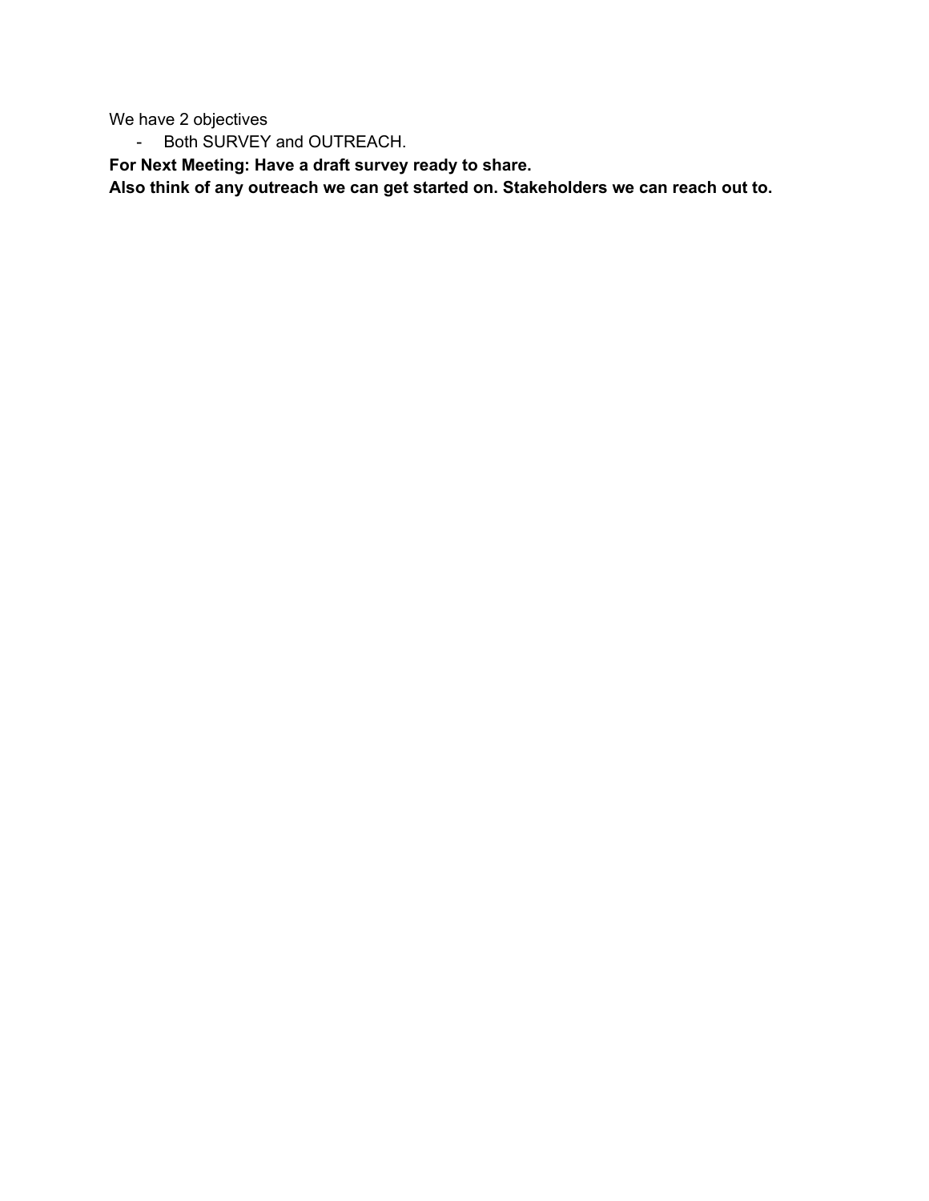We have 2 objectives

- Both SURVEY and OUTREACH.

**For Next Meeting: Have a draft survey ready to share.**
**Also think of any outreach we can get started on. Stakeholders we can reach out to.**